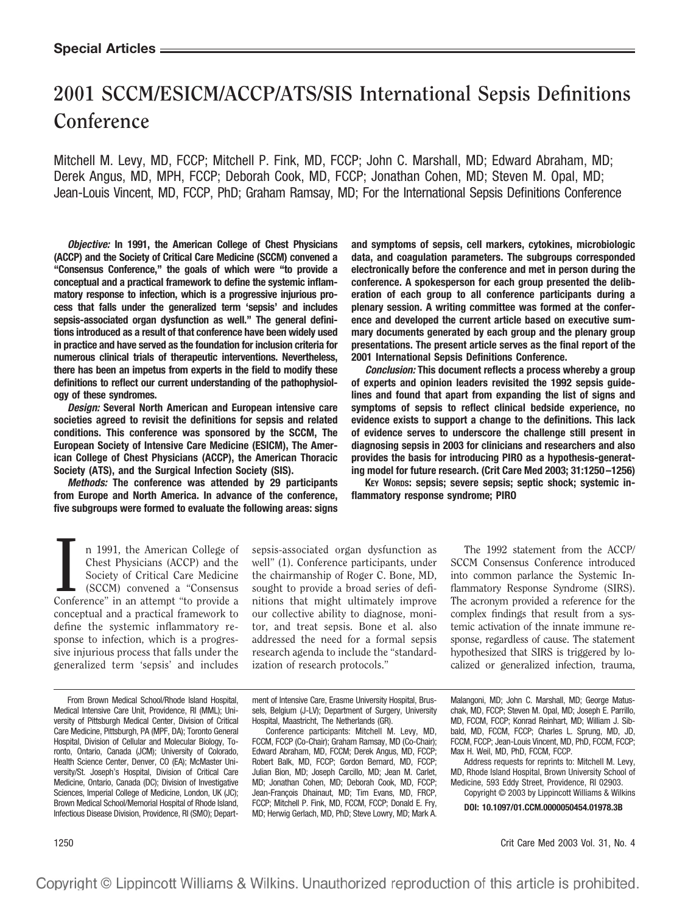**Special Articles**

# 2001 SCCM/ESICM/ACCP/ATS/SIS International Sepsis Definitions Conference

Mitchell M. Levy, MD, FCCP; Mitchell P. Fink, MD, FCCP; John C. Marshall, MD; Edward Abraham, MD; Derek Angus, MD, MPH, FCCP; Deborah Cook, MD, FCCP; Jonathan Cohen, MD; Steven M. Opal, MD; Jean-Louis Vincent, MD, FCCP, PhD; Graham Ramsay, MD; For the International Sepsis Definitions Conference

***Objective:*** **In 1991, the American College of Chest Physicians (ACCP) and the Society of Critical Care Medicine (SCCM) convened a "Consensus Conference," the goals of which were "to provide a conceptual and a practical framework to define the systemic inflammatory response to infection, which is a progressive injurious process that falls under the generalized term 'sepsis' and includes sepsis-associated organ dysfunction as well." The general definitions introduced as a result of that conference have been widely used in practice and have served as the foundation for inclusion criteria for numerous clinical trials of therapeutic interventions. Nevertheless, there has been an impetus from experts in the field to modify these definitions to reflect our current understanding of the pathophysiology of these syndromes.**

***Design:*** **Several North American and European intensive care societies agreed to revisit the definitions for sepsis and related conditions. This conference was sponsored by the SCCM, The European Society of Intensive Care Medicine (ESICM), The American College of Chest Physicians (ACCP), the American Thoracic Society (ATS), and the Surgical Infection Society (SIS).**

***Methods:*** **The conference was attended by 29 participants from Europe and North America. In advance of the conference, five subgroups were formed to evaluate the following areas: signs and symptoms of sepsis, cell markers, cytokines, microbiologic data, and coagulation parameters. The subgroups corresponded electronically before the conference and met in person during the conference. A spokesperson for each group presented the deliberation of each group to all conference participants during a plenary session. A writing committee was formed at the conference and developed the current article based on executive summary documents generated by each group and the plenary group presentations. The present article serves as the final report of the 2001 International Sepsis Definitions Conference.**

***Conclusion:*** **This document reflects a process whereby a group of experts and opinion leaders revisited the 1992 sepsis guidelines and found that apart from expanding the list of signs and symptoms of sepsis to reflect clinical bedside experience, no evidence exists to support a change to the definitions. This lack of evidence serves to underscore the challenge still present in diagnosing sepsis in 2003 for clinicians and researchers and also provides the basis for introducing PIRO as a hypothesis-generating model for future research. (Crit Care Med 2003; 31:1250–1256)**

**Key Words: sepsis; severe sepsis; septic shock; systemic inflammatory response syndrome; PIRO**

In 1991, the American College of Chest Physicians (ACCP) and the Society of Critical Care Medicine (SCCM) convened a "Consensus Conference" in an attempt "to provide a conceptual and a practical framework to define the systemic inflammatory response to infection, which is a progressive injurious process that falls under the generalized term 'sepsis' and includes sepsis-associated organ dysfunction as well" (1). Conference participants, under the chairmanship of Roger C. Bone, MD, sought to provide a broad series of definitions that might ultimately improve our collective ability to diagnose, monitor, and treat sepsis. Bone et al. also addressed the need for a formal sepsis research agenda to include the "standardization of research protocols."

The 1992 statement from the ACCP/SCCM Consensus Conference introduced into common parlance the Systemic Inflammatory Response Syndrome (SIRS). The acronym provided a reference for the complex findings that result from a systemic activation of the innate immune response, regardless of cause. The statement hypothesized that SIRS is triggered by localized or generalized infection, trauma,

From Brown Medical School/Rhode Island Hospital, Medical Intensive Care Unit, Providence, RI (MML); University of Pittsburgh Medical Center, Division of Critical Care Medicine, Pittsburgh, PA (MPF, DA); Toronto General Hospital, Division of Cellular and Molecular Biology, Toronto, Ontario, Canada (JCM); University of Colorado, Health Science Center, Denver, CO (EA); McMaster University/St. Joseph's Hospital, Division of Critical Care Medicine, Ontario, Canada (DC); Division of Investigative Sciences, Imperial College of Medicine, London, UK (JC); Brown Medical School/Memorial Hospital of Rhode Island, Infectious Disease Division, Providence, RI (SMO); Department of Intensive Care, Erasme University Hospital, Brussels, Belgium (J-LV); Department of Surgery, University Hospital, Maastricht, The Netherlands (GR).

Conference participants: Mitchell M. Levy, MD, FCCM, FCCP (Co-Chair); Graham Ramsay, MD (Co-Chair); Edward Abraham, MD, FCCM; Derek Angus, MD, FCCP; Robert Balk, MD, FCCP; Gordon Bernard, MD, FCCP; Julian Bion, MD; Joseph Carcillo, MD; Jean M. Carlet, MD; Jonathan Cohen, MD; Deborah Cook, MD, FCCP; Jean-François Dhainaut, MD; Tim Evans, MD, FRCP, FCCP; Mitchell P. Fink, MD, FCCM, FCCP; Donald E. Fry, MD; Herwig Gerlach, MD, PhD; Steve Lowry, MD; Mark A. Malangoni, MD; John C. Marshall, MD; George Matuschak, MD, FCCP; Steven M. Opal, MD; Joseph E. Parrillo, MD, FCCM, FCCP; Konrad Reinhart, MD; William J. Sibbald, MD, FCCM, FCCP; Charles L. Sprung, MD, JD, FCCM, FCCP; Jean-Louis Vincent, MD, PhD, FCCM, FCCP; Max H. Weil, MD, PhD, FCCM, FCCP.

Address requests for reprints to: Mitchell M. Levy, MD, Rhode Island Hospital, Brown University School of Medicine, 593 Eddy Street, Providence, RI 02903.

Copyright © 2003 by Lippincott Williams & Wilkins

**DOI: 10.1097/01.CCM.0000050454.01978.3B**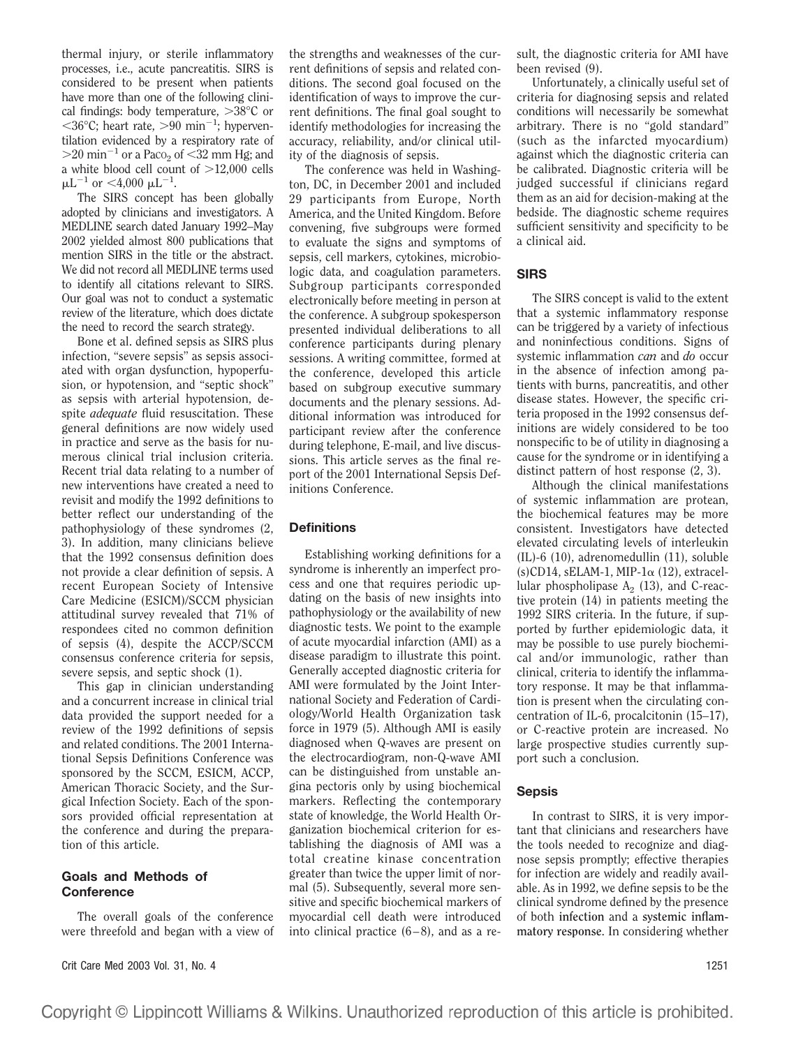thermal injury, or sterile inflammatory processes, i.e., acute pancreatitis. SIRS is considered to be present when patients have more than one of the following clinical findings: body temperature, $>38°C$ or $<36°C$; heart rate, $>90$ $min^{-1}$; hyperventilation evidenced by a respiratory rate of $>20$ $min^{-1}$ or a $Pa_{CO_2}$ of $<32$ mm Hg; and a white blood cell count of $>12,000$ cells $\mu L^{-1}$ or $<4,000$ $\mu L^{-1}$.

The SIRS concept has been globally adopted by clinicians and investigators. A MEDLINE search dated January 1992–May 2002 yielded almost 800 publications that mention SIRS in the title or the abstract. We did not record all MEDLINE terms used to identify all citations relevant to SIRS. Our goal was not to conduct a systematic review of the literature, which does dictate the need to record the search strategy.

Bone et al. defined sepsis as SIRS plus infection, "severe sepsis" as sepsis associated with organ dysfunction, hypoperfusion, or hypotension, and "septic shock" as sepsis with arterial hypotension, despite *adequate* fluid resuscitation. These general definitions are now widely used in practice and serve as the basis for numerous clinical trial inclusion criteria. Recent trial data relating to a number of new interventions have created a need to revisit and modify the 1992 definitions to better reflect our understanding of the pathophysiology of these syndromes (2, 3). In addition, many clinicians believe that the 1992 consensus definition does not provide a clear definition of sepsis. A recent European Society of Intensive Care Medicine (ESICM)/SCCM physician attitudinal survey revealed that 71% of respondees cited no common definition of sepsis (4), despite the ACCP/SCCM consensus conference criteria for sepsis, severe sepsis, and septic shock (1).

This gap in clinician understanding and a concurrent increase in clinical trial data provided the support needed for a review of the 1992 definitions of sepsis and related conditions. The 2001 International Sepsis Definitions Conference was sponsored by the SCCM, ESICM, ACCP, American Thoracic Society, and the Surgical Infection Society. Each of the sponsors provided official representation at the conference and during the preparation of this article.

## Goals and Methods of Conference

The overall goals of the conference were threefold and began with a view of the strengths and weaknesses of the current definitions of sepsis and related conditions. The second goal focused on the identification of ways to improve the current definitions. The final goal sought to identify methodologies for increasing the accuracy, reliability, and/or clinical utility of the diagnosis of sepsis.

The conference was held in Washington, DC, in December 2001 and included 29 participants from Europe, North America, and the United Kingdom. Before convening, five subgroups were formed to evaluate the signs and symptoms of sepsis, cell markers, cytokines, microbiologic data, and coagulation parameters. Subgroup participants corresponded electronically before meeting in person at the conference. A subgroup spokesperson presented individual deliberations to all conference participants during plenary sessions. A writing committee, formed at the conference, developed this article based on subgroup executive summary documents and the plenary sessions. Additional information was introduced for participant review after the conference during telephone, E-mail, and live discussions. This article serves as the final report of the 2001 International Sepsis Definitions Conference.

## Definitions

Establishing working definitions for a syndrome is inherently an imperfect process and one that requires periodic updating on the basis of new insights into pathophysiology or the availability of new diagnostic tests. We point to the example of acute myocardial infarction (AMI) as a disease paradigm to illustrate this point. Generally accepted diagnostic criteria for AMI were formulated by the Joint International Society and Federation of Cardiology/World Health Organization task force in 1979 (5). Although AMI is easily diagnosed when Q-waves are present on the electrocardiogram, non-Q-wave AMI can be distinguished from unstable angina pectoris only by using biochemical markers. Reflecting the contemporary state of knowledge, the World Health Organization biochemical criterion for establishing the diagnosis of AMI was a total creatine kinase concentration greater than twice the upper limit of normal (5). Subsequently, several more sensitive and specific biochemical markers of myocardial cell death were introduced into clinical practice (6–8), and as a result, the diagnostic criteria for AMI have been revised (9).

Unfortunately, a clinically useful set of criteria for diagnosing sepsis and related conditions will necessarily be somewhat arbitrary. There is no "gold standard" (such as the infarcted myocardium) against which the diagnostic criteria can be calibrated. Diagnostic criteria will be judged successful if clinicians regard them as an aid for decision-making at the bedside. The diagnostic scheme requires sufficient sensitivity and specificity to be a clinical aid.

## SIRS

The SIRS concept is valid to the extent that a systemic inflammatory response can be triggered by a variety of infectious and noninfectious conditions. Signs of systemic inflammation *can* and *do* occur in the absence of infection among patients with burns, pancreatitis, and other disease states. However, the specific criteria proposed in the 1992 consensus definitions are widely considered to be too nonspecific to be of utility in diagnosing a cause for the syndrome or in identifying a distinct pattern of host response (2, 3).

Although the clinical manifestations of systemic inflammation are protean, the biochemical features may be more consistent. Investigators have detected elevated circulating levels of interleukin (IL)-6 (10), adrenomedullin (11), soluble (s)CD14, sELAM-1, MIP-1$\alpha$ (12), extracellular phospholipase $A_2$ (13), and C-reactive protein (14) in patients meeting the 1992 SIRS criteria. In the future, if supported by further epidemiologic data, it may be possible to use purely biochemical and/or immunologic, rather than clinical, criteria to identify the inflammatory response. It may be that inflammation is present when the circulating concentration of IL-6, procalcitonin (15–17), or C-reactive protein are increased. No large prospective studies currently support such a conclusion.

## Sepsis

In contrast to SIRS, it is very important that clinicians and researchers have the tools needed to recognize and diagnose sepsis promptly; effective therapies for infection are widely and readily available. As in 1992, we define sepsis to be the clinical syndrome defined by the presence of both **infection** and a **systemic inflammatory response**. In considering whether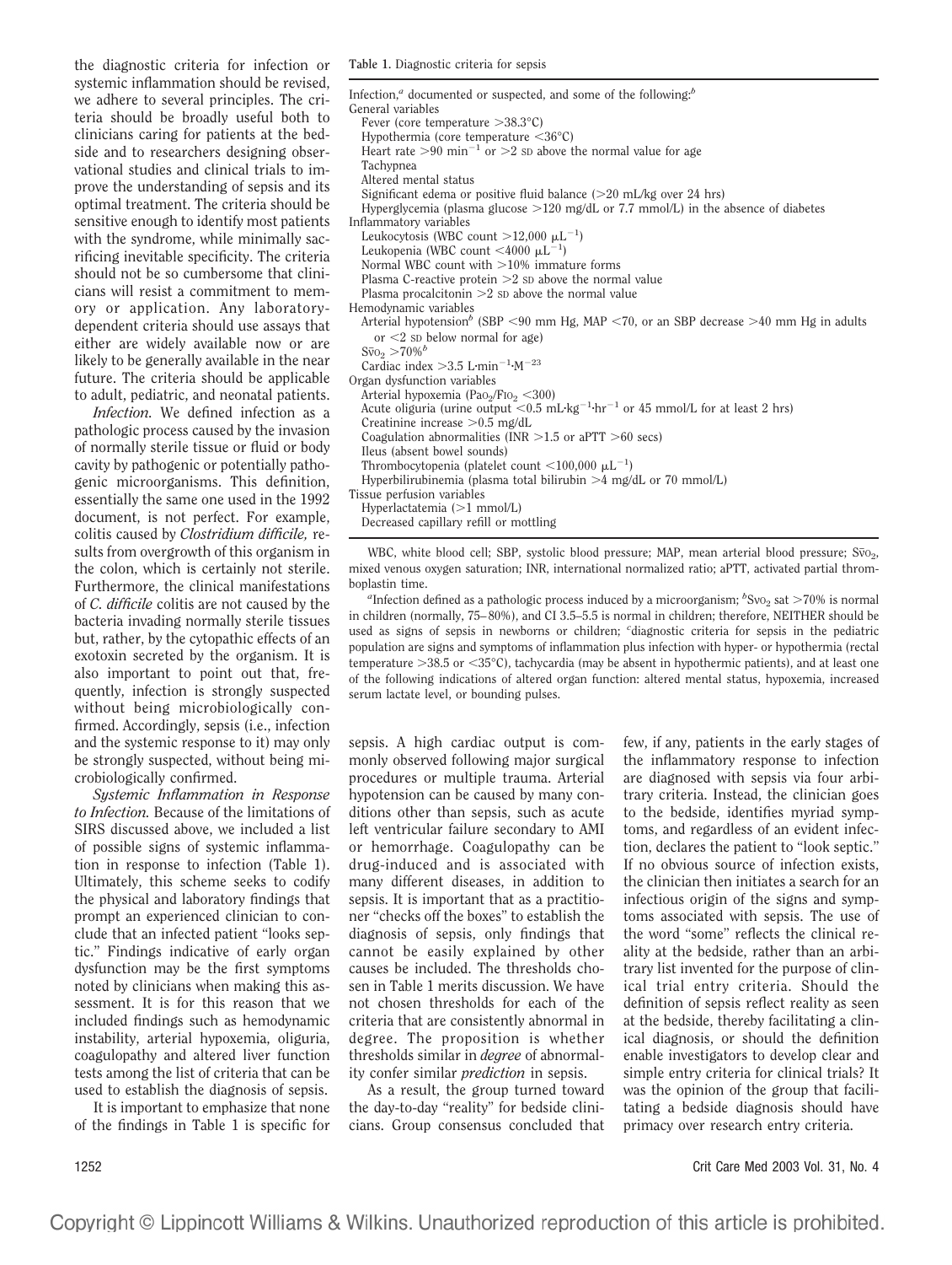the diagnostic criteria for infection or systemic inflammation should be revised, we adhere to several principles. The criteria should be broadly useful both to clinicians caring for patients at the bedside and to researchers designing observational studies and clinical trials to improve the understanding of sepsis and its optimal treatment. The criteria should be sensitive enough to identify most patients with the syndrome, while minimally sacrificing inevitable specificity. The criteria should not be so cumbersome that clinicians will resist a commitment to memory or application. Any laboratory-dependent criteria should use assays that either are widely available now or are likely to be generally available in the near future. The criteria should be applicable to adult, pediatric, and neonatal patients.

*Infection.* We defined infection as a pathologic process caused by the invasion of normally sterile tissue or fluid or body cavity by pathogenic or potentially pathogenic microorganisms. This definition, essentially the same one used in the 1992 document, is not perfect. For example, colitis caused by *Clostridium difficile,* results from overgrowth of this organism in the colon, which is certainly not sterile. Furthermore, the clinical manifestations of *C. difficile* colitis are not caused by the bacteria invading normally sterile tissues but, rather, by the cytopathic effects of an exotoxin secreted by the organism. It is also important to point out that, frequently, infection is strongly suspected without being microbiologically confirmed. Accordingly, sepsis (i.e., infection and the systemic response to it) may only be strongly suspected, without being microbiologically confirmed.

*Systemic Inflammation in Response to Infection.* Because of the limitations of SIRS discussed above, we included a list of possible signs of systemic inflammation in response to infection (Table 1). Ultimately, this scheme seeks to codify the physical and laboratory findings that prompt an experienced clinician to conclude that an infected patient "looks septic." Findings indicative of early organ dysfunction may be the first symptoms noted by clinicians when making this assessment. It is for this reason that we included findings such as hemodynamic instability, arterial hypoxemia, oliguria, coagulopathy and altered liver function tests among the list of criteria that can be used to establish the diagnosis of sepsis.

It is important to emphasize that none of the findings in Table 1 is specific for sepsis. A high cardiac output is commonly observed following major surgical procedures or multiple trauma. Arterial hypotension can be caused by many conditions other than sepsis, such as acute left ventricular failure secondary to AMI or hemorrhage. Coagulopathy can be drug-induced and is associated with many different diseases, in addition to sepsis. It is important that as a practitioner "checks off the boxes" to establish the diagnosis of sepsis, only findings that cannot be easily explained by other causes be included. The thresholds chosen in Table 1 merits discussion. We have not chosen thresholds for each of the criteria that are consistently abnormal in degree. The proposition is whether thresholds similar in *degree* of abnormality confer similar *prediction* in sepsis.

As a result, the group turned toward the day-to-day "reality" for bedside clinicians. Group consensus concluded that few, if any, patients in the early stages of the inflammatory response to infection are diagnosed with sepsis via four arbitrary criteria. Instead, the clinician goes to the bedside, identifies myriad symptoms, and regardless of an evident infection, declares the patient to "look septic." If no obvious source of infection exists, the clinician then initiates a search for an infectious origin of the signs and symptoms associated with sepsis. The use of the word "some" reflects the clinical reality at the bedside, rather than an arbitrary list invented for the purpose of clinical trial entry criteria. Should the definition of sepsis reflect reality as seen at the bedside, thereby facilitating a clinical diagnosis, or should the definition enable investigators to develop clear and simple entry criteria for clinical trials? It was the opinion of the group that facilitating a bedside diagnosis should have primacy over research entry criteria.

**Table 1.** Diagnostic criteria for sepsis

Infection,[a] documented or suspected, and some of the following:[b]

General variables
- Fever (core temperature >38.3°C)
- Hypothermia (core temperature <36°C)
- Heart rate >90 $min^{-1}$ or >2 SD above the normal value for age
- Tachypnea
- Altered mental status
- Significant edema or positive fluid balance (>20 mL/kg over 24 hrs)
- Hyperglycemia (plasma glucose >120 mg/dL or 7.7 mmol/L) in the absence of diabetes

Inflammatory variables
- Leukocytosis (WBC count >12,000 $\mu L^{-1}$)
- Leukopenia (WBC count <4000 $\mu L^{-1}$)
- Normal WBC count with >10% immature forms
- Plasma C-reactive protein >2 SD above the normal value
- Plasma procalcitonin >2 SD above the normal value

Hemodynamic variables
- Arterial hypotension[b] (SBP <90 mm Hg, MAP <70, or an SBP decrease >40 mm Hg in adults or <2 SD below normal for age)
- $S\bar{v}O_2$ >70%[b]
- Cardiac index >3.5 $L \cdot min^{-1} \cdot M^{-23}$

Organ dysfunction variables
- Arterial hypoxemia ($PaO_2/FIO_2$ <300)
- Acute oliguria (urine output <0.5 $mL \cdot kg^{-1} \cdot hr^{-1}$ or 45 mmol/L for at least 2 hrs)
- Creatinine increase >0.5 mg/dL
- Coagulation abnormalities (INR >1.5 or aPTT >60 secs)
- Ileus (absent bowel sounds)
- Thrombocytopenia (platelet count <100,000 $\mu L^{-1}$)
- Hyperbilirubinemia (plasma total bilirubin >4 mg/dL or 70 mmol/L)

Tissue perfusion variables
- Hyperlactatemia (>1 mmol/L)
- Decreased capillary refill or mottling

WBC, white blood cell; SBP, systolic blood pressure; MAP, mean arterial blood pressure; $S\bar{v}O_2$, mixed venous oxygen saturation; INR, international normalized ratio; aPTT, activated partial thromboplastin time.

[a]Infection defined as a pathologic process induced by a microorganism; [b]$SvO_2$ sat >70% is normal in children (normally, 75–80%), and CI 3.5–5.5 is normal in children; therefore, NEITHER should be used as signs of sepsis in newborns or children; [c]diagnostic criteria for sepsis in the pediatric population are signs and symptoms of inflammation plus infection with hyper- or hypothermia (rectal temperature >38.5 or <35°C), tachycardia (may be absent in hypothermic patients), and at least one of the following indications of altered organ function: altered mental status, hypoxemia, increased serum lactate level, or bounding pulses.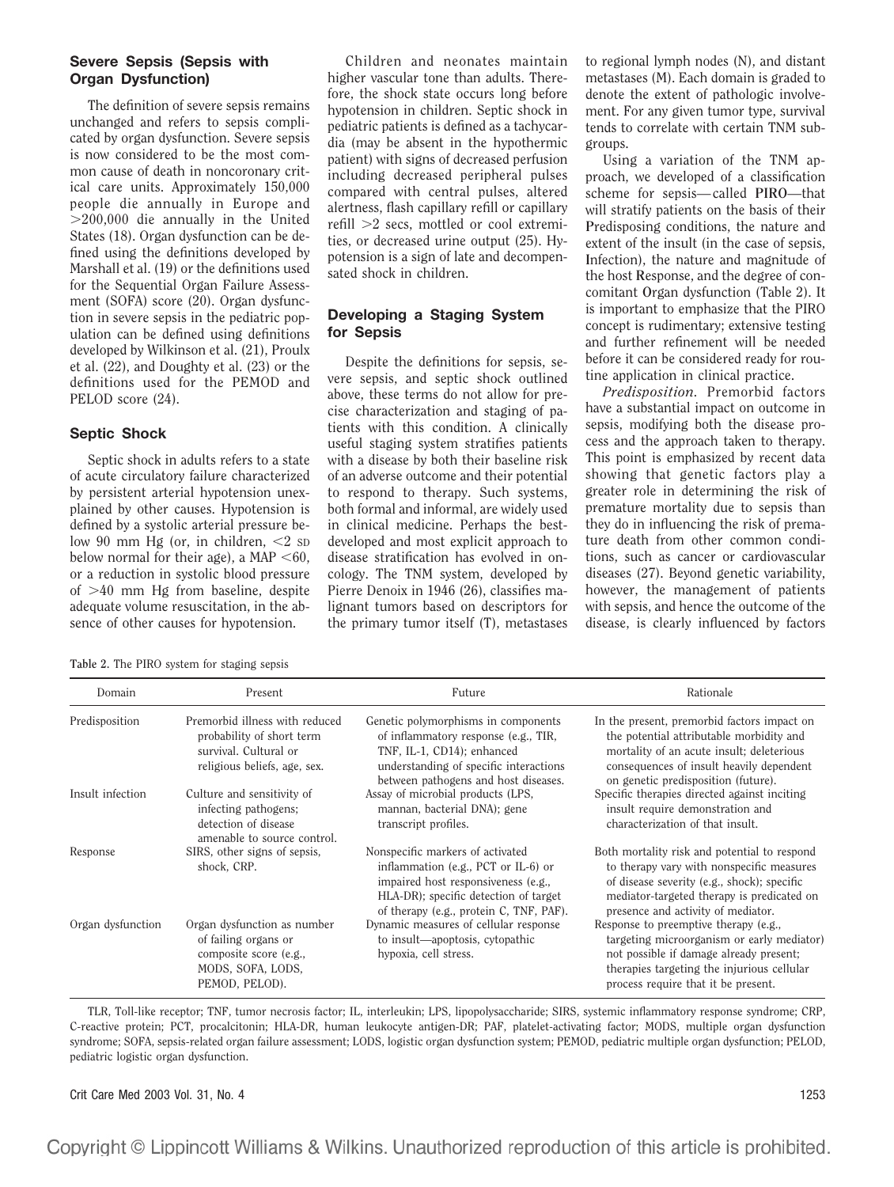## Severe Sepsis (Sepsis with Organ Dysfunction)

The definition of severe sepsis remains unchanged and refers to sepsis complicated by organ dysfunction. Severe sepsis is now considered to be the most common cause of death in noncoronary critical care units. Approximately 150,000 people die annually in Europe and >200,000 die annually in the United States (18). Organ dysfunction can be defined using the definitions developed by Marshall et al. (19) or the definitions used for the Sequential Organ Failure Assessment (SOFA) score (20). Organ dysfunction in severe sepsis in the pediatric population can be defined using definitions developed by Wilkinson et al. (21), Proulx et al. (22), and Doughty et al. (23) or the definitions used for the PEMOD and PELOD score (24).

## Septic Shock

Septic shock in adults refers to a state of acute circulatory failure characterized by persistent arterial hypotension unexplained by other causes. Hypotension is defined by a systolic arterial pressure below 90 mm Hg (or, in children, <2 SD below normal for their age), a MAP <60, or a reduction in systolic blood pressure of >40 mm Hg from baseline, despite adequate volume resuscitation, in the absence of other causes for hypotension.

Children and neonates maintain higher vascular tone than adults. Therefore, the shock state occurs long before hypotension in children. Septic shock in pediatric patients is defined as a tachycardia (may be absent in the hypothermic patient) with signs of decreased perfusion including decreased peripheral pulses compared with central pulses, altered alertness, flash capillary refill or capillary refill >2 secs, mottled or cool extremities, or decreased urine output (25). Hypotension is a sign of late and decompensated shock in children.

## Developing a Staging System for Sepsis

Despite the definitions for sepsis, severe sepsis, and septic shock outlined above, these terms do not allow for precise characterization and staging of patients with this condition. A clinically useful staging system stratifies patients with a disease by both their baseline risk of an adverse outcome and their potential to respond to therapy. Such systems, both formal and informal, are widely used in clinical medicine. Perhaps the best-developed and most explicit approach to disease stratification has evolved in oncology. The TNM system, developed by Pierre Denoix in 1946 (26), classifies malignant tumors based on descriptors for the primary tumor itself (T), metastases to regional lymph nodes (N), and distant metastases (M). Each domain is graded to denote the extent of pathologic involvement. For any given tumor type, survival tends to correlate with certain TNM subgroups.

Using a variation of the TNM approach, we developed of a classification scheme for sepsis—called **PIRO**—that will stratify patients on the basis of their **P**redisposing conditions, the nature and extent of the insult (in the case of sepsis, **I**nfection), the nature and magnitude of the host **R**esponse, and the degree of concomitant **O**rgan dysfunction (Table 2). It is important to emphasize that the PIRO concept is rudimentary; extensive testing and further refinement will be needed before it can be considered ready for routine application in clinical practice.

*Predisposition.* Premorbid factors have a substantial impact on outcome in sepsis, modifying both the disease process and the approach taken to therapy. This point is emphasized by recent data showing that genetic factors play a greater role in determining the risk of premature mortality due to sepsis than they do in influencing the risk of premature death from other common conditions, such as cancer or cardiovascular diseases (27). Beyond genetic variability, however, the management of patients with sepsis, and hence the outcome of the disease, is clearly influenced by factors

Table 2. The PIRO system for staging sepsis

| Domain | Present | Future | Rationale |
|---|---|---|---|
| Predisposition | Premorbid illness with reduced probability of short term survival. Cultural or religious beliefs, age, sex. | Genetic polymorphisms in components of inflammatory response (e.g., TIR, TNF, IL-1, CD14); enhanced understanding of specific interactions between pathogens and host diseases. | In the present, premorbid factors impact on the potential attributable morbidity and mortality of an acute insult; deleterious consequences of insult heavily dependent on genetic predisposition (future). |
| Insult infection | Culture and sensitivity of infecting pathogens; detection of disease amenable to source control. | Assay of microbial products (LPS, mannan, bacterial DNA); gene transcript profiles. | Specific therapies directed against inciting insult require demonstration and characterization of that insult. |
| Response | SIRS, other signs of sepsis, shock, CRP. | Nonspecific markers of activated inflammation (e.g., PCT or IL-6) or impaired host responsiveness (e.g., HLA-DR); specific detection of target of therapy (e.g., protein C, TNF, PAF). | Both mortality risk and potential to respond to therapy vary with nonspecific measures of disease severity (e.g., shock); specific mediator-targeted therapy is predicated on presence and activity of mediator. |
| Organ dysfunction | Organ dysfunction as number of failing organs or composite score (e.g., MODS, SOFA, LODS, PEMOD, PELOD). | Dynamic measures of cellular response to insult—apoptosis, cytopathic hypoxia, cell stress. | Response to preemptive therapy (e.g., targeting microorganism or early mediator) not possible if damage already present; therapies targeting the injurious cellular process require that it be present. |

TLR, Toll-like receptor; TNF, tumor necrosis factor; IL, interleukin; LPS, lipopolysaccharide; SIRS, systemic inflammatory response syndrome; CRP, C-reactive protein; PCT, procalcitonin; HLA-DR, human leukocyte antigen-DR; PAF, platelet-activating factor; MODS, multiple organ dysfunction syndrome; SOFA, sepsis-related organ failure assessment; LODS, logistic organ dysfunction system; PEMOD, pediatric multiple organ dysfunction; PELOD, pediatric logistic organ dysfunction.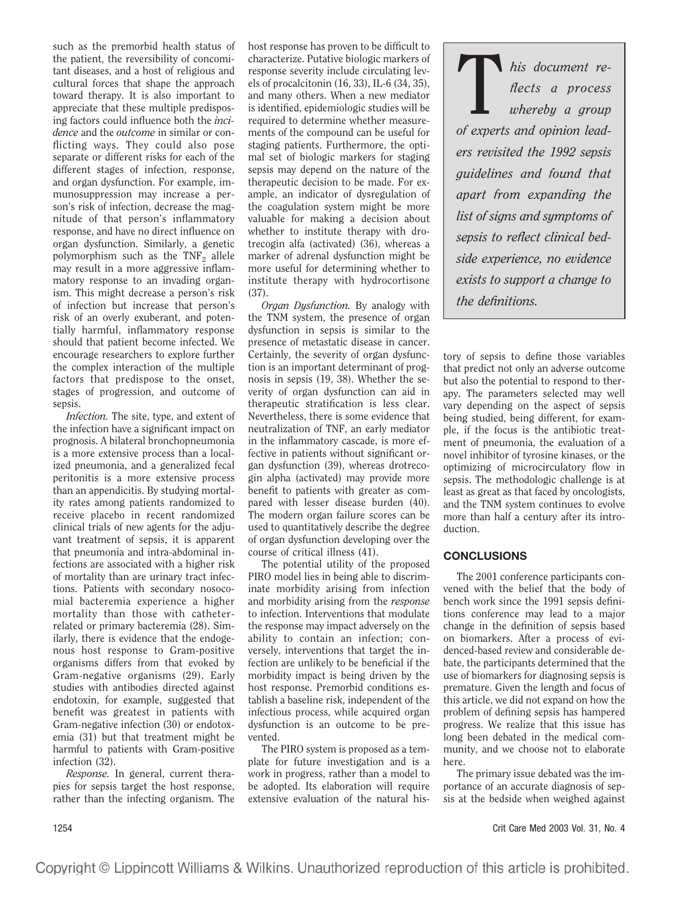such as the premorbid health status of the patient, the reversibility of concomitant diseases, and a host of religious and cultural forces that shape the approach toward therapy. It is also important to appreciate that these multiple predisposing factors could influence both the *incidence* and the *outcome* in similar or conflicting ways. They could also pose separate or different risks for each of the different stages of infection, response, and organ dysfunction. For example, immunosuppression may increase a person's risk of infection, decrease the magnitude of that person's inflammatory response, and have no direct influence on organ dysfunction. Similarly, a genetic polymorphism such as the $TNF_2$ allele may result in a more aggressive inflammatory response to an invading organism. This might decrease a person's risk of infection but increase that person's risk of an overly exuberant, and potentially harmful, inflammatory response should that patient become infected. We encourage researchers to explore further the complex interaction of the multiple factors that predispose to the onset, stages of progression, and outcome of sepsis.

*Infection.* The site, type, and extent of the infection have a significant impact on prognosis. A bilateral bronchopneumonia is a more extensive process than a localized pneumonia, and a generalized fecal peritonitis is a more extensive process than an appendicitis. By studying mortality rates among patients randomized to receive placebo in recent randomized clinical trials of new agents for the adjuvant treatment of sepsis, it is apparent that pneumonia and intra-abdominal infections are associated with a higher risk of mortality than are urinary tract infections. Patients with secondary nosocomial bacteremia experience a higher mortality than those with catheter-related or primary bacteremia (28). Similarly, there is evidence that the endogenous host response to Gram-positive organisms differs from that evoked by Gram-negative organisms (29). Early studies with antibodies directed against endotoxin, for example, suggested that benefit was greatest in patients with Gram-negative infection (30) or endotoxemia (31) but that treatment might be harmful to patients with Gram-positive infection (32).

*Response.* In general, current therapies for sepsis target the host response, rather than the infecting organism. The host response has proven to be difficult to characterize. Putative biologic markers of response severity include circulating levels of procalcitonin (16, 33), IL-6 (34, 35), and many others. When a new mediator is identified, epidemiologic studies will be required to determine whether measurements of the compound can be useful for staging patients. Furthermore, the optimal set of biologic markers for staging sepsis may depend on the nature of the therapeutic decision to be made. For example, an indicator of dysregulation of the coagulation system might be more valuable for making a decision about whether to institute therapy with drotrecogin alfa (activated) (36), whereas a marker of adrenal dysfunction might be more useful for determining whether to institute therapy with hydrocortisone (37).

*Organ Dysfunction.* By analogy with the TNM system, the presence of organ dysfunction in sepsis is similar to the presence of metastatic disease in cancer. Certainly, the severity of organ dysfunction is an important determinant of prognosis in sepsis (19, 38). Whether the severity of organ dysfunction can aid in therapeutic stratification is less clear. Nevertheless, there is some evidence that neutralization of TNF, an early mediator in the inflammatory cascade, is more effective in patients without significant organ dysfunction (39), whereas drotrecogin alpha (activated) may provide more benefit to patients with greater as compared with lesser disease burden (40). The modern organ failure scores can be used to quantitatively describe the degree of organ dysfunction developing over the course of critical illness (41).

The potential utility of the proposed PIRO model lies in being able to discriminate morbidity arising from infection and morbidity arising from the *response* to infection. Interventions that modulate the response may impact adversely on the ability to contain an infection; conversely, interventions that target the infection are unlikely to be beneficial if the morbidity impact is being driven by the host response. Premorbid conditions establish a baseline risk, independent of the infectious process, while acquired organ dysfunction is an outcome to be prevented.

The PIRO system is proposed as a template for future investigation and is a work in progress, rather than a model to be adopted. Its elaboration will require extensive evaluation of the natural history of sepsis to define those variables that predict not only an adverse outcome but also the potential to respond to therapy. The parameters selected may well vary depending on the aspect of sepsis being studied, being different, for example, if the focus is the antibiotic treatment of pneumonia, the evaluation of a novel inhibitor of tyrosine kinases, or the optimizing of microcirculatory flow in sepsis. The methodologic challenge is at least as great as that faced by oncologists, and the TNM system continues to evolve more than half a century after its introduction.

> ***This document reflects a process whereby a group of experts and opinion leaders revisited the 1992 sepsis guidelines and found that apart from expanding the list of signs and symptoms of sepsis to reflect clinical bedside experience, no evidence exists to support a change to the definitions.***

## CONCLUSIONS

The 2001 conference participants convened with the belief that the body of bench work since the 1991 sepsis definitions conference may lead to a major change in the definition of sepsis based on biomarkers. After a process of evidenced-based review and considerable debate, the participants determined that the use of biomarkers for diagnosing sepsis is premature. Given the length and focus of this article, we did not expand on how the problem of defining sepsis has hampered progress. We realize that this issue has long been debated in the medical community, and we choose not to elaborate here.

The primary issue debated was the importance of an accurate diagnosis of sepsis at the bedside when weighed against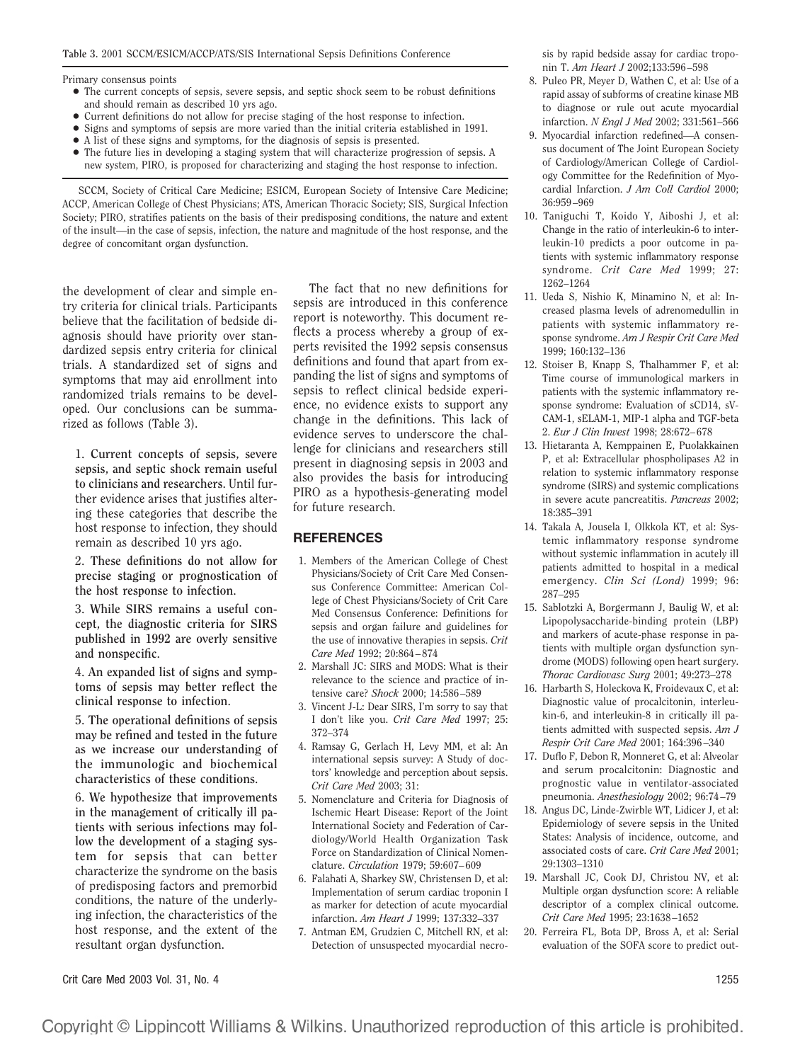**Table 3.** 2001 SCCM/ESICM/ACCP/ATS/SIS International Sepsis Definitions Conference

Primary consensus points

- The current concepts of sepsis, severe sepsis, and septic shock seem to be robust definitions and should remain as described 10 yrs ago.
- Current definitions do not allow for precise staging of the host response to infection.
- Signs and symptoms of sepsis are more varied than the initial criteria established in 1991.
- A list of these signs and symptoms, for the diagnosis of sepsis is presented.
- The future lies in developing a staging system that will characterize progression of sepsis. A new system, PIRO, is proposed for characterizing and staging the host response to infection.

SCCM, Society of Critical Care Medicine; ESICM, European Society of Intensive Care Medicine; ACCP, American College of Chest Physicians; ATS, American Thoracic Society; SIS, Surgical Infection Society; PIRO, stratifies patients on the basis of their predisposing conditions, the nature and extent of the insult—in the case of sepsis, infection, the nature and magnitude of the host response, and the degree of concomitant organ dysfunction.

the development of clear and simple entry criteria for clinical trials. Participants believe that the facilitation of bedside diagnosis should have priority over standardized sepsis entry criteria for clinical trials. A standardized set of signs and symptoms that may aid enrollment into randomized trials remains to be developed. Our conclusions can be summarized as follows (Table 3).

1. **Current concepts of sepsis, severe sepsis, and septic shock remain useful to clinicians and researchers.** Until further evidence arises that justifies altering these categories that describe the host response to infection, they should remain as described 10 yrs ago.

2. **These definitions do not allow for precise staging or prognostication of the host response to infection.**

3. **While SIRS remains a useful concept, the diagnostic criteria for SIRS published in 1992 are overly sensitive and nonspecific.**

4. **An expanded list of signs and symptoms of sepsis may better reflect the clinical response to infection.**

5. **The operational definitions of sepsis may be refined and tested in the future as we increase our understanding of the immunologic and biochemical characteristics of these conditions.**

6. **We hypothesize that improvements in the management of critically ill patients with serious infections may follow the development of a staging system for sepsis** that can better characterize the syndrome on the basis of predisposing factors and premorbid conditions, the nature of the underlying infection, the characteristics of the host response, and the extent of the resultant organ dysfunction.

The fact that no new definitions for sepsis are introduced in this conference report is noteworthy. This document reflects a process whereby a group of experts revisited the 1992 sepsis consensus definitions and found that apart from expanding the list of signs and symptoms of sepsis to reflect clinical bedside experience, no evidence exists to support any change in the definitions. This lack of evidence serves to underscore the challenge for clinicians and researchers still present in diagnosing sepsis in 2003 and also provides the basis for introducing PIRO as a hypothesis-generating model for future research.

## REFERENCES

1. Members of the American College of Chest Physicians/Society of Crit Care Med Consensus Conference Committee: American College of Chest Physicians/Society of Crit Care Med Consensus Conference: Definitions for sepsis and organ failure and guidelines for the use of innovative therapies in sepsis. *Crit Care Med* 1992; 20:864–874
2. Marshall JC: SIRS and MODS: What is their relevance to the science and practice of intensive care? *Shock* 2000; 14:586–589
3. Vincent J-L: Dear SIRS, I'm sorry to say that I don't like you. *Crit Care Med* 1997; 25: 372–374
4. Ramsay G, Gerlach H, Levy MM, et al: An international sepsis survey: A Study of doctors' knowledge and perception about sepsis. *Crit Care Med* 2003; 31:
5. Nomenclature and Criteria for Diagnosis of Ischemic Heart Disease: Report of the Joint International Society and Federation of Cardiology/World Health Organization Task Force on Standardization of Clinical Nomenclature. *Circulation* 1979; 59:607–609
6. Falahati A, Sharkey SW, Christensen D, et al: Implementation of serum cardiac troponin I as marker for detection of acute myocardial infarction. *Am Heart J* 1999; 137:332–337
7. Antman EM, Grudzien C, Mitchell RN, et al: Detection of unsuspected myocardial necrosis by rapid bedside assay for cardiac troponin T. *Am Heart J* 2002;133:596–598
8. Puleo PR, Meyer D, Wathen C, et al: Use of a rapid assay of subforms of creatine kinase MB to diagnose or rule out acute myocardial infarction. *N Engl J Med* 2002; 331:561–566
9. Myocardial infarction redefined—A consensus document of The Joint European Society of Cardiology/American College of Cardiology Committee for the Redefinition of Myocardial Infarction. *J Am Coll Cardiol* 2000; 36:959–969
10. Taniguchi T, Koido Y, Aiboshi J, et al: Change in the ratio of interleukin-6 to interleukin-10 predicts a poor outcome in patients with systemic inflammatory response syndrome. *Crit Care Med* 1999; 27: 1262–1264
11. Ueda S, Nishio K, Minamino N, et al: Increased plasma levels of adrenomedullin in patients with systemic inflammatory response syndrome. *Am J Respir Crit Care Med* 1999; 160:132–136
12. Stoiser B, Knapp S, Thalhammer F, et al: Time course of immunological markers in patients with the systemic inflammatory response syndrome: Evaluation of sCD14, sVCAM-1, sELAM-1, MIP-1 alpha and TGF-beta 2. *Eur J Clin Invest* 1998; 28:672–678
13. Hietaranta A, Kemppainen E, Puolakkainen P, et al: Extracellular phospholipases A2 in relation to systemic inflammatory response syndrome (SIRS) and systemic complications in severe acute pancreatitis. *Pancreas* 2002; 18:385–391
14. Takala A, Jousela I, Olkkola KT, et al: Systemic inflammatory response syndrome without systemic inflammation in acutely ill patients admitted to hospital in a medical emergency. *Clin Sci (Lond)* 1999; 96: 287–295
15. Sablotzki A, Borgermann J, Baulig W, et al: Lipopolysaccharide-binding protein (LBP) and markers of acute-phase response in patients with multiple organ dysfunction syndrome (MODS) following open heart surgery. *Thorac Cardiovasc Surg* 2001; 49:273–278
16. Harbarth S, Holeckova K, Froidevaux C, et al: Diagnostic value of procalcitonin, interleukin-6, and interleukin-8 in critically ill patients admitted with suspected sepsis. *Am J Respir Crit Care Med* 2001; 164:396–340
17. Duflo F, Debon R, Monneret G, et al: Alveolar and serum procalcitonin: Diagnostic and prognostic value in ventilator-associated pneumonia. *Anesthesiology* 2002; 96:74–79
18. Angus DC, Linde-Zwirble WT, Lidicer J, et al: Epidemiology of severe sepsis in the United States: Analysis of incidence, outcome, and associated costs of care. *Crit Care Med* 2001; 29:1303–1310
19. Marshall JC, Cook DJ, Christou NV, et al: Multiple organ dysfunction score: A reliable descriptor of a complex clinical outcome. *Crit Care Med* 1995; 23:1638–1652
20. Ferreira FL, Bota DP, Bross A, et al: Serial evaluation of the SOFA score to predict out-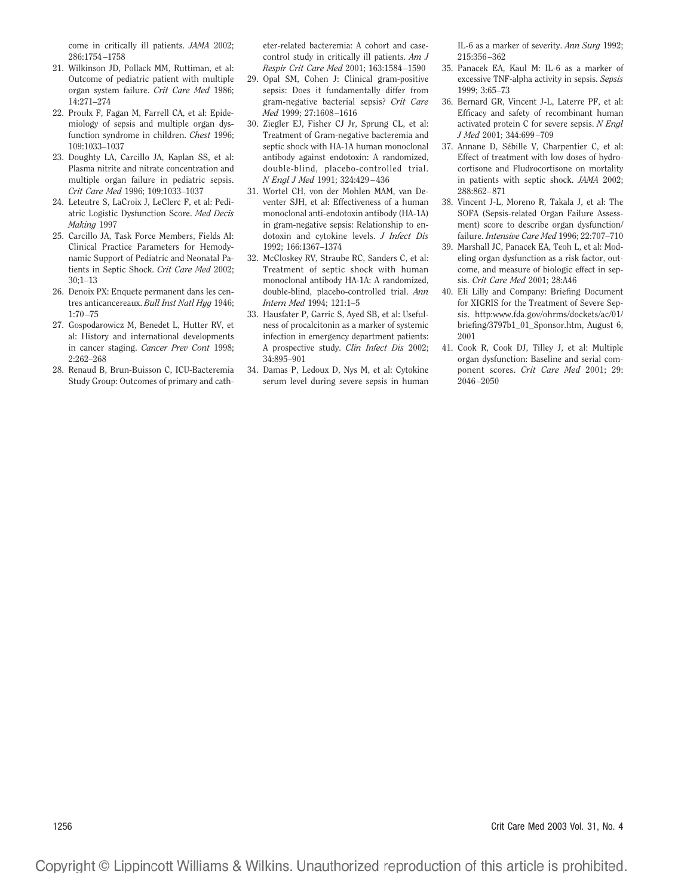come in critically ill patients. *JAMA* 2002; 286:1754–1758

21. Wilkinson JD, Pollack MM, Ruttiman, et al: Outcome of pediatric patient with multiple organ system failure. *Crit Care Med* 1986; 14:271–274
22. Proulx F, Fagan M, Farrell CA, et al: Epidemiology of sepsis and multiple organ dysfunction syndrome in children. *Chest* 1996; 109:1033–1037
23. Doughty LA, Carcillo JA, Kaplan SS, et al: Plasma nitrite and nitrate concentration and multiple organ failure in pediatric sepsis. *Crit Care Med* 1996; 109:1033–1037
24. Leteutre S, LaCroix J, LeClerc F, et al: Pediatric Logistic Dysfunction Score. *Med Decis Making* 1997
25. Carcillo JA, Task Force Members, Fields AI: Clinical Practice Parameters for Hemodynamic Support of Pediatric and Neonatal Patients in Septic Shock. *Crit Care Med* 2002; 30;1–13
26. Denoix PX: Enquete permanent dans les centres anticancereaux. *Bull Inst Natl Hyg* 1946; 1:70–75
27. Gospodarowicz M, Benedet L, Hutter RV, et al: History and international developments in cancer staging. *Cancer Prev Cont* 1998; 2:262–268
28. Renaud B, Brun-Buisson C, ICU-Bacteremia Study Group: Outcomes of primary and catheter-related bacteremia: A cohort and case-control study in critically ill patients. *Am J Respir Crit Care Med* 2001; 163:1584–1590
29. Opal SM, Cohen J: Clinical gram-positive sepsis: Does it fundamentally differ from gram-negative bacterial sepsis? *Crit Care Med* 1999; 27:1608–1616
30. Ziegler EJ, Fisher CJ Jr, Sprung CL, et al: Treatment of Gram-negative bacteremia and septic shock with HA-1A human monoclonal antibody against endotoxin: A randomized, double-blind, placebo-controlled trial. *N Engl J Med* 1991; 324:429–436
31. Wortel CH, von der Mohlen MAM, van Deventer SJH, et al: Effectiveness of a human monoclonal anti-endotoxin antibody (HA-1A) in gram-negative sepsis: Relationship to endotoxin and cytokine levels. *J Infect Dis* 1992; 166:1367–1374
32. McCloskey RV, Straube RC, Sanders C, et al: Treatment of septic shock with human monoclonal antibody HA-1A: A randomized, double-blind, placebo-controlled trial. *Ann Intern Med* 1994; 121:1–5
33. Hausfater P, Garric S, Ayed SB, et al: Usefulness of procalcitonin as a marker of systemic infection in emergency department patients: A prospective study. *Clin Infect Dis* 2002; 34:895–901
34. Damas P, Ledoux D, Nys M, et al: Cytokine serum level during severe sepsis in human IL-6 as a marker of severity. *Ann Surg* 1992; 215:356–362
35. Panacek EA, Kaul M: IL-6 as a marker of excessive TNF-alpha activity in sepsis. *Sepsis* 1999; 3:65–73
36. Bernard GR, Vincent J-L, Laterre PF, et al: Efficacy and safety of recombinant human activated protein C for severe sepsis. *N Engl J Med* 2001; 344:699–709
37. Annane D, Sébille V, Charpentier C, et al: Effect of treatment with low doses of hydrocortisone and Fludrocortisone on mortality in patients with septic shock. *JAMA* 2002; 288:862–871
38. Vincent J-L, Moreno R, Takala J, et al: The SOFA (Sepsis-related Organ Failure Assessment) score to describe organ dysfunction/failure. *Intensive Care Med* 1996; 22:707–710
39. Marshall JC, Panacek EA, Teoh L, et al: Modeling organ dysfunction as a risk factor, outcome, and measure of biologic effect in sepsis. *Crit Care Med* 2001; 28:A46
40. Eli Lilly and Company: Briefing Document for XIGRIS for the Treatment of Severe Sepsis. http:www.fda.gov/ohrms/dockets/ac/01/briefing/3797b1_01_Sponsor.htm, August 6, 2001
41. Cook R, Cook DJ, Tilley J, et al: Multiple organ dysfunction: Baseline and serial component scores. *Crit Care Med* 2001; 29: 2046–2050

Copyright © Lippincott Williams & Wilkins. Unauthorized reproduction of this article is prohibited.